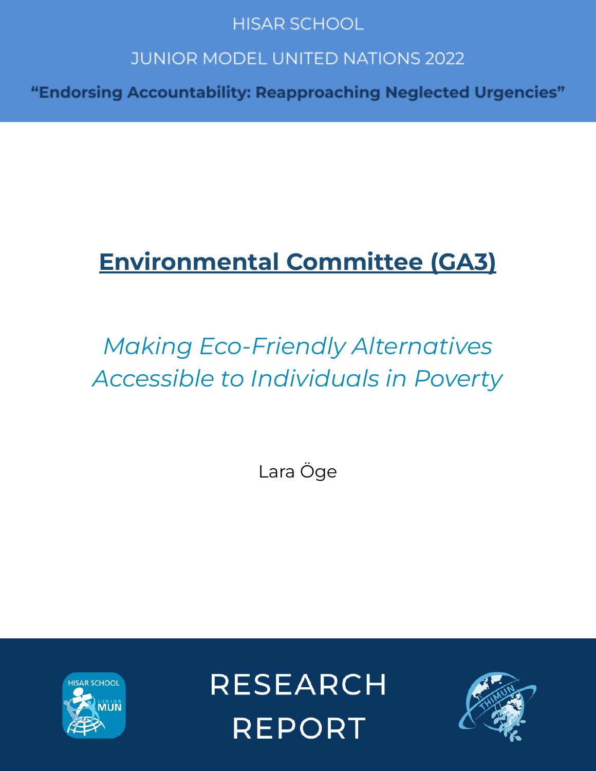HISAR SCHOOL

JUNIOR MODEL UNITED NATIONS 2022

**"Endorsing Accountability: Reapproaching Neglected Urgencies"**

# Environmental Committee (GA3)

*Making Eco-Friendly Alternatives Accessible to Individuals in Poverty*

Lara Öge

RESEARCH REPORT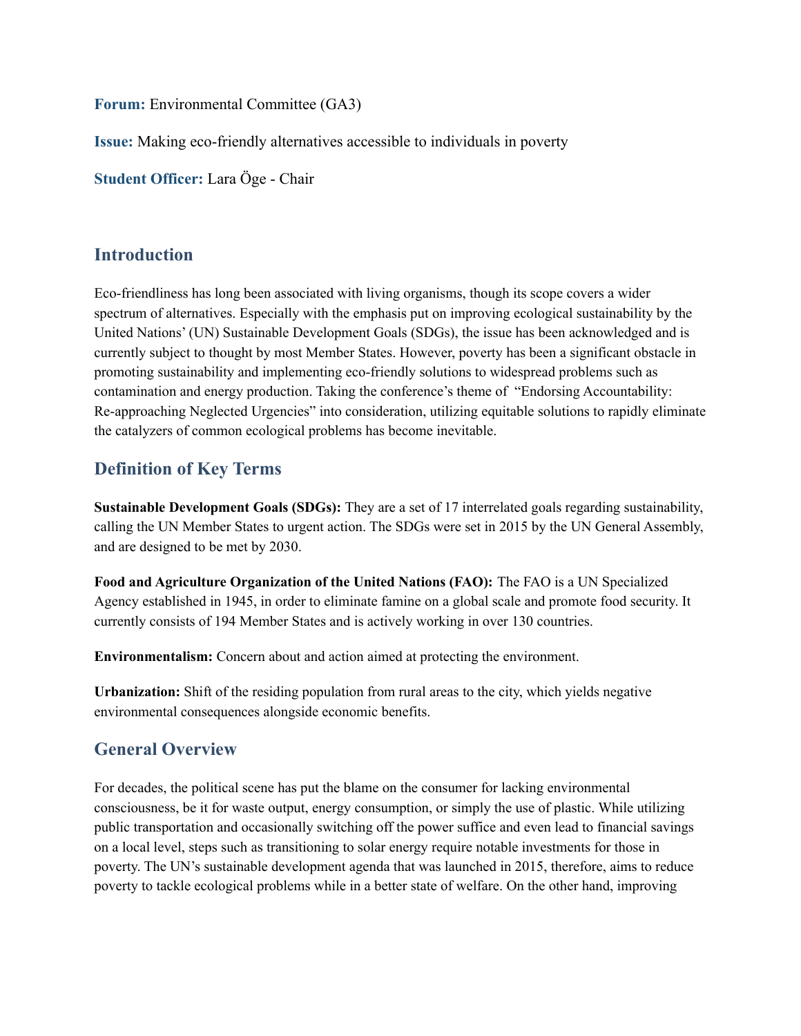**Forum:** Environmental Committee (GA3)

**Issue:** Making eco-friendly alternatives accessible to individuals in poverty

**Student Officer:** Lara Öge - Chair

## Introduction

Eco-friendliness has long been associated with living organisms, though its scope covers a wider spectrum of alternatives. Especially with the emphasis put on improving ecological sustainability by the United Nations' (UN) Sustainable Development Goals (SDGs), the issue has been acknowledged and is currently subject to thought by most Member States. However, poverty has been a significant obstacle in promoting sustainability and implementing eco-friendly solutions to widespread problems such as contamination and energy production. Taking the conference's theme of "Endorsing Accountability: Re-approaching Neglected Urgencies" into consideration, utilizing equitable solutions to rapidly eliminate the catalyzers of common ecological problems has become inevitable.

## Definition of Key Terms

**Sustainable Development Goals (SDGs):** They are a set of 17 interrelated goals regarding sustainability, calling the UN Member States to urgent action. The SDGs were set in 2015 by the UN General Assembly, and are designed to be met by 2030.

**Food and Agriculture Organization of the United Nations (FAO):** The FAO is a UN Specialized Agency established in 1945, in order to eliminate famine on a global scale and promote food security. It currently consists of 194 Member States and is actively working in over 130 countries.

**Environmentalism:** Concern about and action aimed at protecting the environment.

**Urbanization:** Shift of the residing population from rural areas to the city, which yields negative environmental consequences alongside economic benefits.

## General Overview

For decades, the political scene has put the blame on the consumer for lacking environmental consciousness, be it for waste output, energy consumption, or simply the use of plastic. While utilizing public transportation and occasionally switching off the power suffice and even lead to financial savings on a local level, steps such as transitioning to solar energy require notable investments for those in poverty. The UN's sustainable development agenda that was launched in 2015, therefore, aims to reduce poverty to tackle ecological problems while in a better state of welfare. On the other hand, improving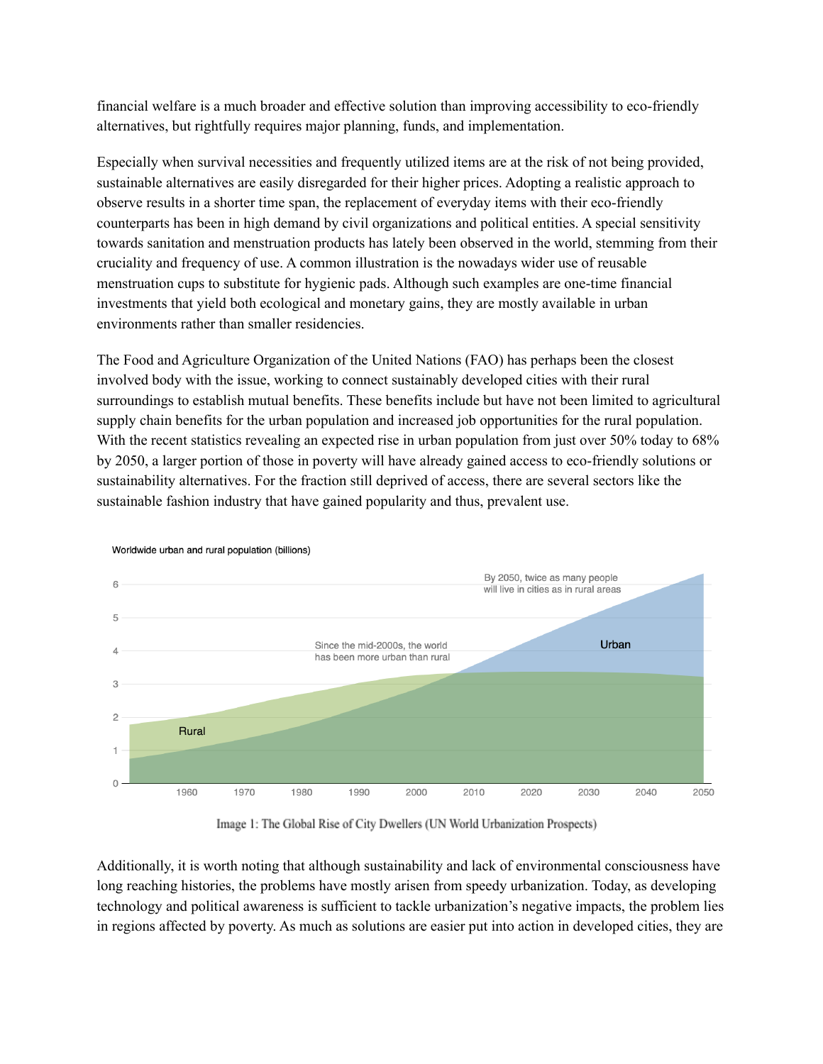financial welfare is a much broader and effective solution than improving accessibility to eco-friendly alternatives, but rightfully requires major planning, funds, and implementation.

Especially when survival necessities and frequently utilized items are at the risk of not being provided, sustainable alternatives are easily disregarded for their higher prices. Adopting a realistic approach to observe results in a shorter time span, the replacement of everyday items with their eco-friendly counterparts has been in high demand by civil organizations and political entities. A special sensitivity towards sanitation and menstruation products has lately been observed in the world, stemming from their cruciality and frequency of use. A common illustration is the nowadays wider use of reusable menstruation cups to substitute for hygienic pads. Although such examples are one-time financial investments that yield both ecological and monetary gains, they are mostly available in urban environments rather than smaller residencies.

The Food and Agriculture Organization of the United Nations (FAO) has perhaps been the closest involved body with the issue, working to connect sustainably developed cities with their rural surroundings to establish mutual benefits. These benefits include but have not been limited to agricultural supply chain benefits for the urban population and increased job opportunities for the rural population. With the recent statistics revealing an expected rise in urban population from just over 50% today to 68% by 2050, a larger portion of those in poverty will have already gained access to eco-friendly solutions or sustainability alternatives. For the fraction still deprived of access, there are several sectors like the sustainable fashion industry that have gained popularity and thus, prevalent use.

Image 1: The Global Rise of City Dwellers (UN World Urbanization Prospects)

Additionally, it is worth noting that although sustainability and lack of environmental consciousness have long reaching histories, the problems have mostly arisen from speedy urbanization. Today, as developing technology and political awareness is sufficient to tackle urbanization's negative impacts, the problem lies in regions affected by poverty. As much as solutions are easier put into action in developed cities, they are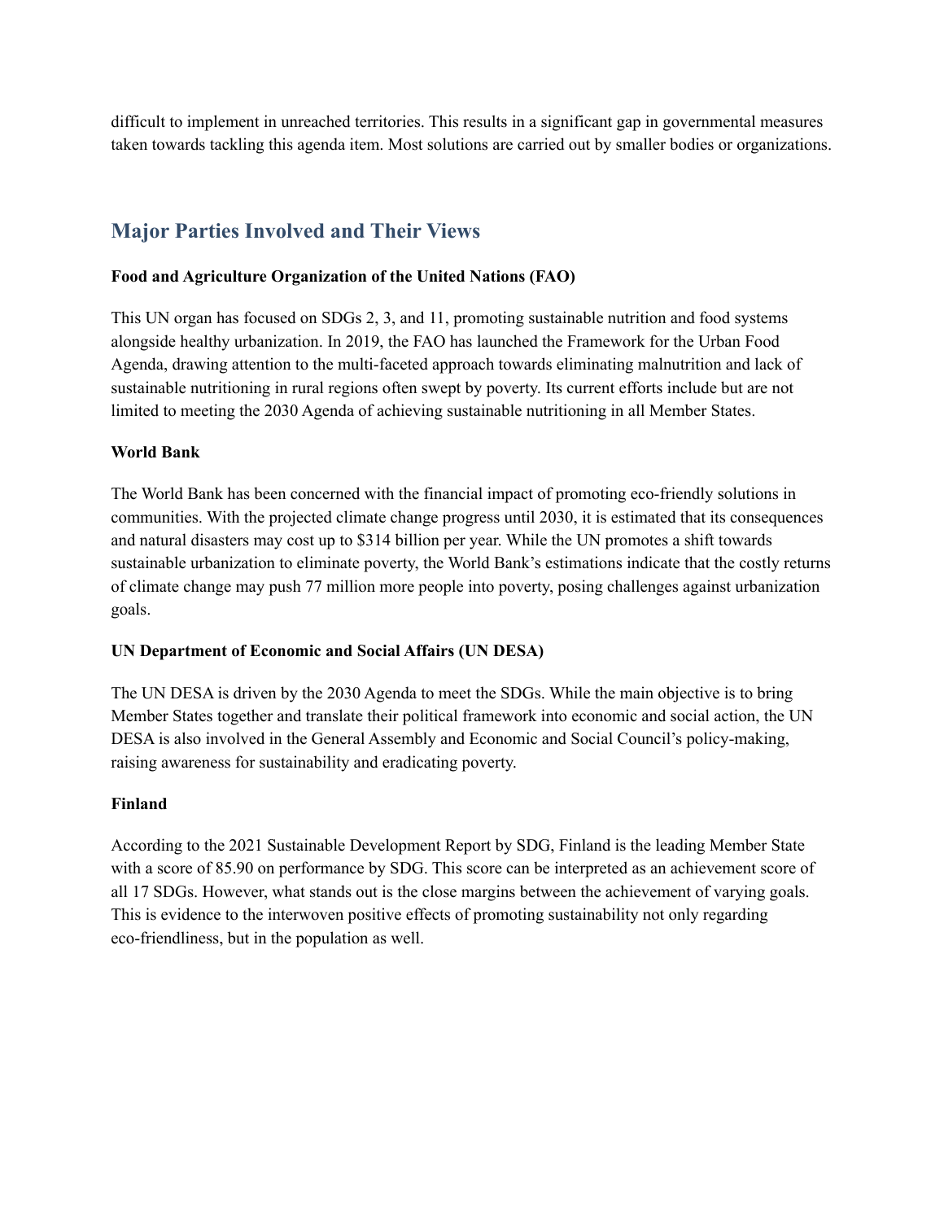difficult to implement in unreached territories. This results in a significant gap in governmental measures taken towards tackling this agenda item. Most solutions are carried out by smaller bodies or organizations.

## Major Parties Involved and Their Views

**Food and Agriculture Organization of the United Nations (FAO)**

This UN organ has focused on SDGs 2, 3, and 11, promoting sustainable nutrition and food systems alongside healthy urbanization. In 2019, the FAO has launched the Framework for the Urban Food Agenda, drawing attention to the multi-faceted approach towards eliminating malnutrition and lack of sustainable nutritioning in rural regions often swept by poverty. Its current efforts include but are not limited to meeting the 2030 Agenda of achieving sustainable nutritioning in all Member States.

**World Bank**

The World Bank has been concerned with the financial impact of promoting eco-friendly solutions in communities. With the projected climate change progress until 2030, it is estimated that its consequences and natural disasters may cost up to $314 billion per year. While the UN promotes a shift towards sustainable urbanization to eliminate poverty, the World Bank's estimations indicate that the costly returns of climate change may push 77 million more people into poverty, posing challenges against urbanization goals.

**UN Department of Economic and Social Affairs (UN DESA)**

The UN DESA is driven by the 2030 Agenda to meet the SDGs. While the main objective is to bring Member States together and translate their political framework into economic and social action, the UN DESA is also involved in the General Assembly and Economic and Social Council's policy-making, raising awareness for sustainability and eradicating poverty.

**Finland**

According to the 2021 Sustainable Development Report by SDG, Finland is the leading Member State with a score of 85.90 on performance by SDG. This score can be interpreted as an achievement score of all 17 SDGs. However, what stands out is the close margins between the achievement of varying goals. This is evidence to the interwoven positive effects of promoting sustainability not only regarding eco-friendliness, but in the population as well.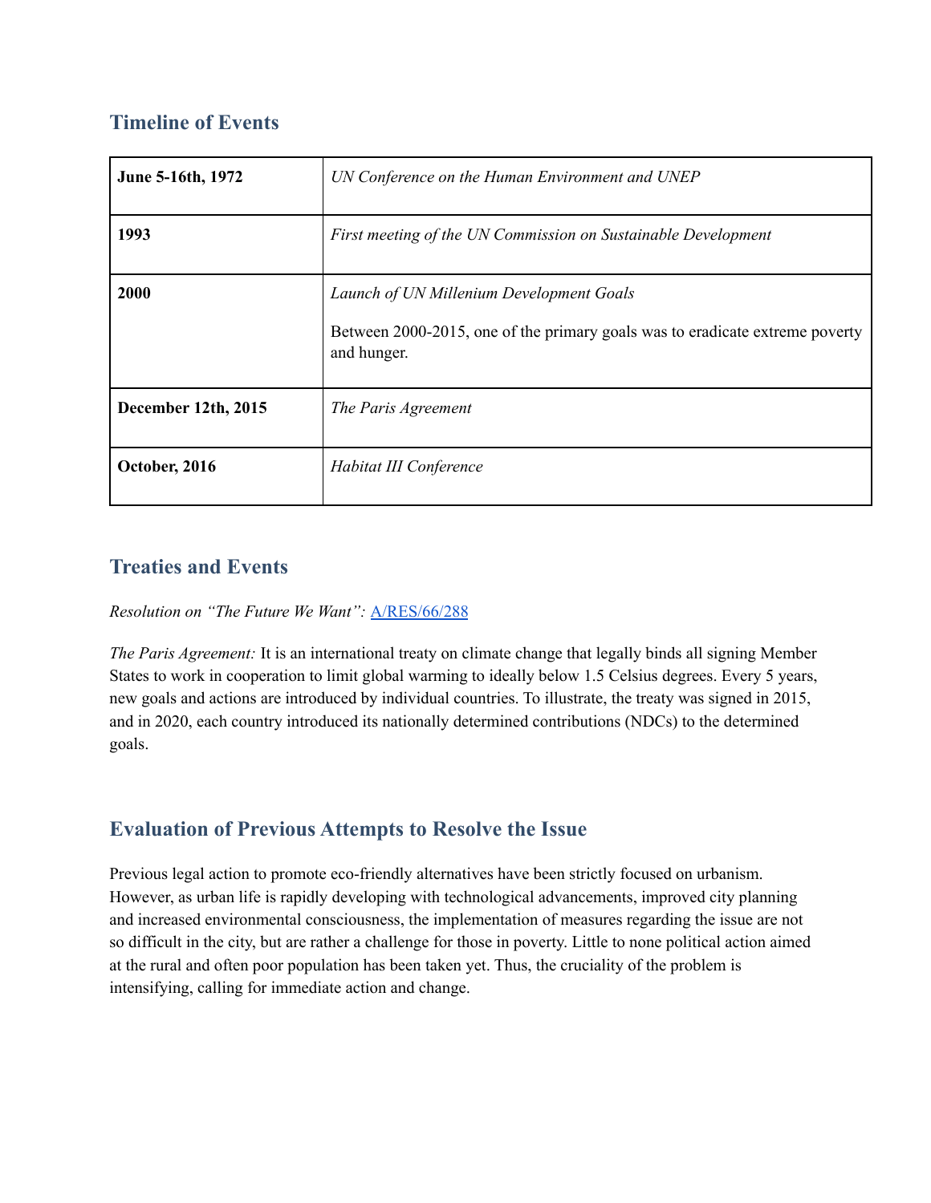## Timeline of Events

| **June 5-16th, 1972** | *UN Conference on the Human Environment and UNEP* |
|---|---|
| **1993** | *First meeting of the UN Commission on Sustainable Development* |
| **2000** | *Launch of UN Millenium Development Goals*<br><br>Between 2000-2015, one of the primary goals was to eradicate extreme poverty and hunger. |
| **December 12th, 2015** | *The Paris Agreement* |
| **October, 2016** | *Habitat III Conference* |

## Treaties and Events

*Resolution on "The Future We Want":* A/RES/66/288

*The Paris Agreement:* It is an international treaty on climate change that legally binds all signing Member States to work in cooperation to limit global warming to ideally below 1.5 Celsius degrees. Every 5 years, new goals and actions are introduced by individual countries. To illustrate, the treaty was signed in 2015, and in 2020, each country introduced its nationally determined contributions (NDCs) to the determined goals.

## Evaluation of Previous Attempts to Resolve the Issue

Previous legal action to promote eco-friendly alternatives have been strictly focused on urbanism. However, as urban life is rapidly developing with technological advancements, improved city planning and increased environmental consciousness, the implementation of measures regarding the issue are not so difficult in the city, but are rather a challenge for those in poverty. Little to none political action aimed at the rural and often poor population has been taken yet. Thus, the cruciality of the problem is intensifying, calling for immediate action and change.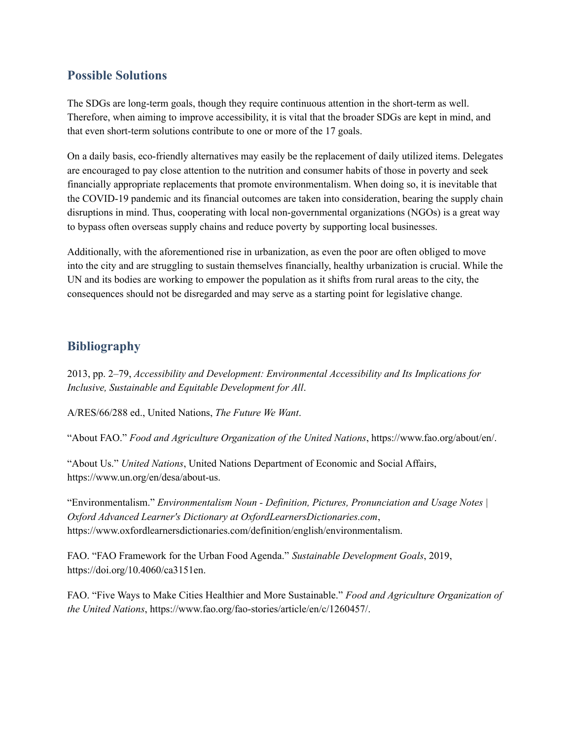## Possible Solutions

The SDGs are long-term goals, though they require continuous attention in the short-term as well. Therefore, when aiming to improve accessibility, it is vital that the broader SDGs are kept in mind, and that even short-term solutions contribute to one or more of the 17 goals.

On a daily basis, eco-friendly alternatives may easily be the replacement of daily utilized items. Delegates are encouraged to pay close attention to the nutrition and consumer habits of those in poverty and seek financially appropriate replacements that promote environmentalism. When doing so, it is inevitable that the COVID-19 pandemic and its financial outcomes are taken into consideration, bearing the supply chain disruptions in mind. Thus, cooperating with local non-governmental organizations (NGOs) is a great way to bypass often overseas supply chains and reduce poverty by supporting local businesses.

Additionally, with the aforementioned rise in urbanization, as even the poor are often obliged to move into the city and are struggling to sustain themselves financially, healthy urbanization is crucial. While the UN and its bodies are working to empower the population as it shifts from rural areas to the city, the consequences should not be disregarded and may serve as a starting point for legislative change.

## Bibliography

2013, pp. 2–79, *Accessibility and Development: Environmental Accessibility and Its Implications for Inclusive, Sustainable and Equitable Development for All*.

A/RES/66/288 ed., United Nations, *The Future We Want*.

"About FAO." *Food and Agriculture Organization of the United Nations*, https://www.fao.org/about/en/.

"About Us." *United Nations*, United Nations Department of Economic and Social Affairs, https://www.un.org/en/desa/about-us.

"Environmentalism." *Environmentalism Noun - Definition, Pictures, Pronunciation and Usage Notes | Oxford Advanced Learner's Dictionary at OxfordLearnersDictionaries.com*, https://www.oxfordlearnersdictionaries.com/definition/english/environmentalism.

FAO. "FAO Framework for the Urban Food Agenda." *Sustainable Development Goals*, 2019, https://doi.org/10.4060/ca3151en.

FAO. "Five Ways to Make Cities Healthier and More Sustainable." *Food and Agriculture Organization of the United Nations*, https://www.fao.org/fao-stories/article/en/c/1260457/.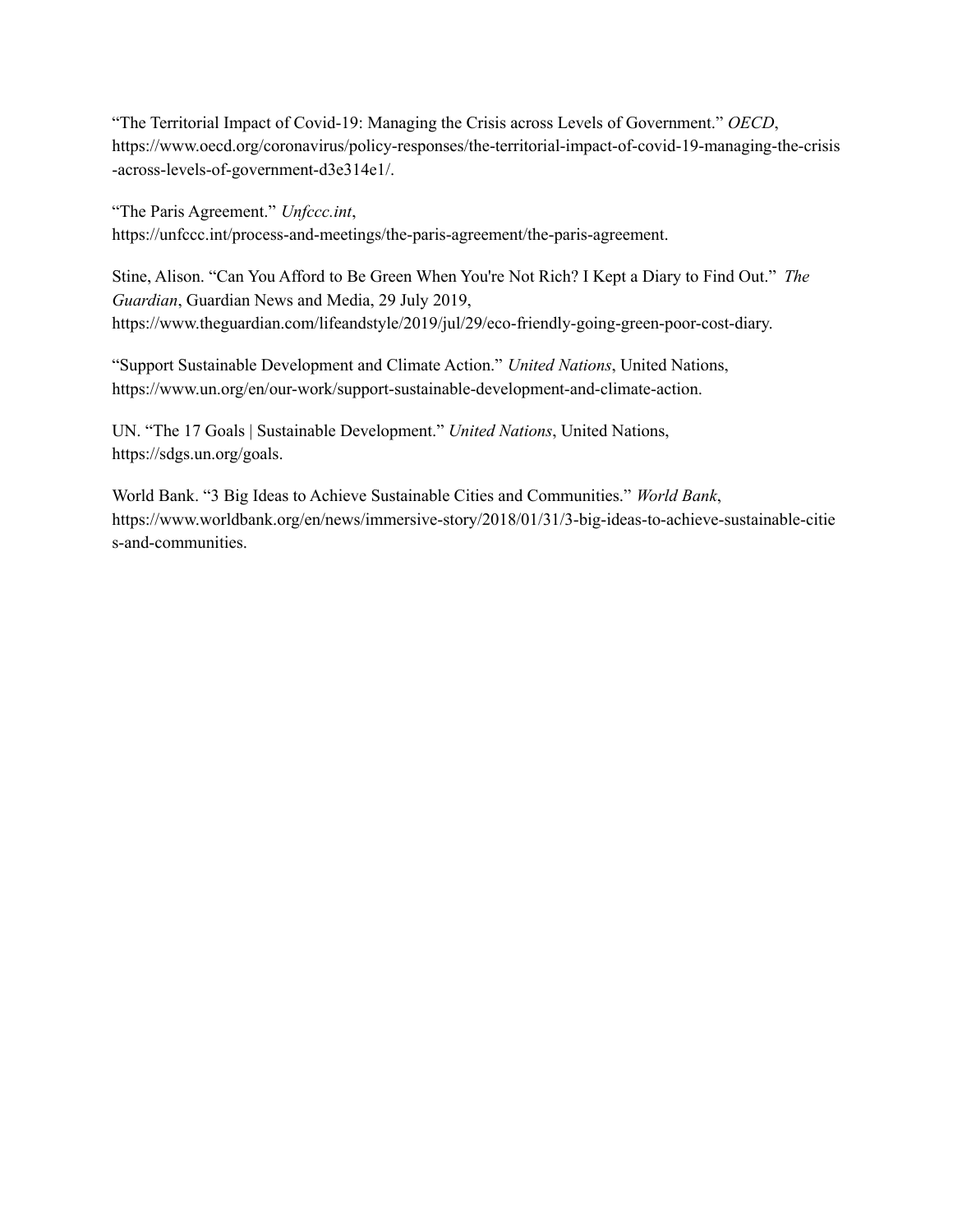"The Territorial Impact of Covid-19: Managing the Crisis across Levels of Government." *OECD*, https://www.oecd.org/coronavirus/policy-responses/the-territorial-impact-of-covid-19-managing-the-crisis-across-levels-of-government-d3e314e1/.

"The Paris Agreement." *Unfccc.int*, https://unfccc.int/process-and-meetings/the-paris-agreement/the-paris-agreement.

Stine, Alison. "Can You Afford to Be Green When You're Not Rich? I Kept a Diary to Find Out." *The Guardian*, Guardian News and Media, 29 July 2019, https://www.theguardian.com/lifeandstyle/2019/jul/29/eco-friendly-going-green-poor-cost-diary.

"Support Sustainable Development and Climate Action." *United Nations*, United Nations, https://www.un.org/en/our-work/support-sustainable-development-and-climate-action.

UN. "The 17 Goals | Sustainable Development." *United Nations*, United Nations, https://sdgs.un.org/goals.

World Bank. "3 Big Ideas to Achieve Sustainable Cities and Communities." *World Bank*, https://www.worldbank.org/en/news/immersive-story/2018/01/31/3-big-ideas-to-achieve-sustainable-cities-and-communities.